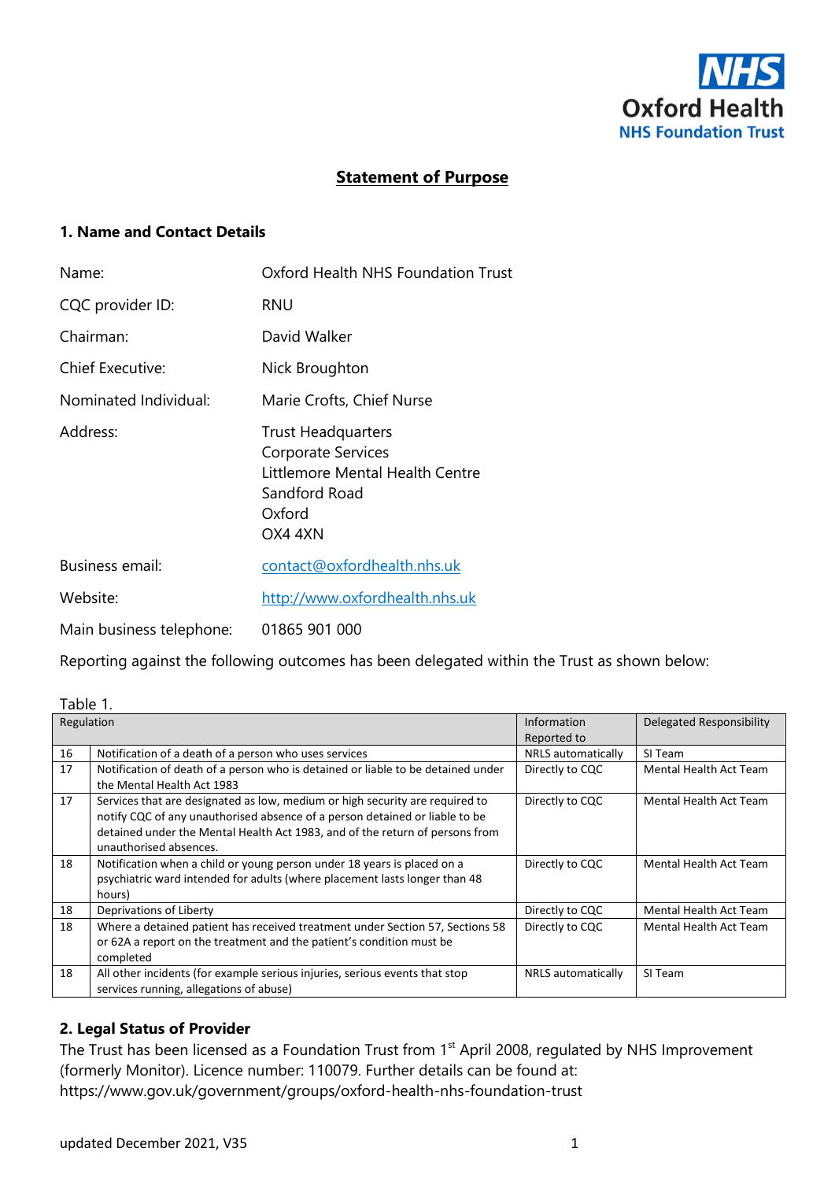Oxford Health NHS Foundation Trust

# Statement of Purpose

## 1. Name and Contact Details

| | |
|---|---|
| Name: | Oxford Health NHS Foundation Trust |
| CQC provider ID: | RNU |
| Chairman: | David Walker |
| Chief Executive: | Nick Broughton |
| Nominated Individual: | Marie Crofts, Chief Nurse |
| Address: | Trust Headquarters<br>Corporate Services<br>Littlemore Mental Health Centre<br>Sandford Road<br>Oxford<br>OX4 4XN |
| Business email: | contact@oxfordhealth.nhs.uk |
| Website: | http://www.oxfordhealth.nhs.uk |
| Main business telephone: | 01865 901 000 |

Reporting against the following outcomes has been delegated within the Trust as shown below:

Table 1.

| Regulation | | Information Reported to | Delegated Responsibility |
|---|---|---|---|
| 16 | Notification of a death of a person who uses services | NRLS automatically | SI Team |
| 17 | Notification of death of a person who is detained or liable to be detained under the Mental Health Act 1983 | Directly to CQC | Mental Health Act Team |
| 17 | Services that are designated as low, medium or high security are required to notify CQC of any unauthorised absence of a person detained or liable to be detained under the Mental Health Act 1983, and of the return of persons from unauthorised absences. | Directly to CQC | Mental Health Act Team |
| 18 | Notification when a child or young person under 18 years is placed on a psychiatric ward intended for adults (where placement lasts longer than 48 hours) | Directly to CQC | Mental Health Act Team |
| 18 | Deprivations of Liberty | Directly to CQC | Mental Health Act Team |
| 18 | Where a detained patient has received treatment under Section 57, Sections 58 or 62A a report on the treatment and the patient's condition must be completed | Directly to CQC | Mental Health Act Team |
| 18 | All other incidents (for example serious injuries, serious events that stop services running, allegations of abuse) | NRLS automatically | SI Team |

## 2. Legal Status of Provider

The Trust has been licensed as a Foundation Trust from 1st April 2008, regulated by NHS Improvement (formerly Monitor). Licence number: 110079. Further details can be found at: https://www.gov.uk/government/groups/oxford-health-nhs-foundation-trust

updated December 2021, V35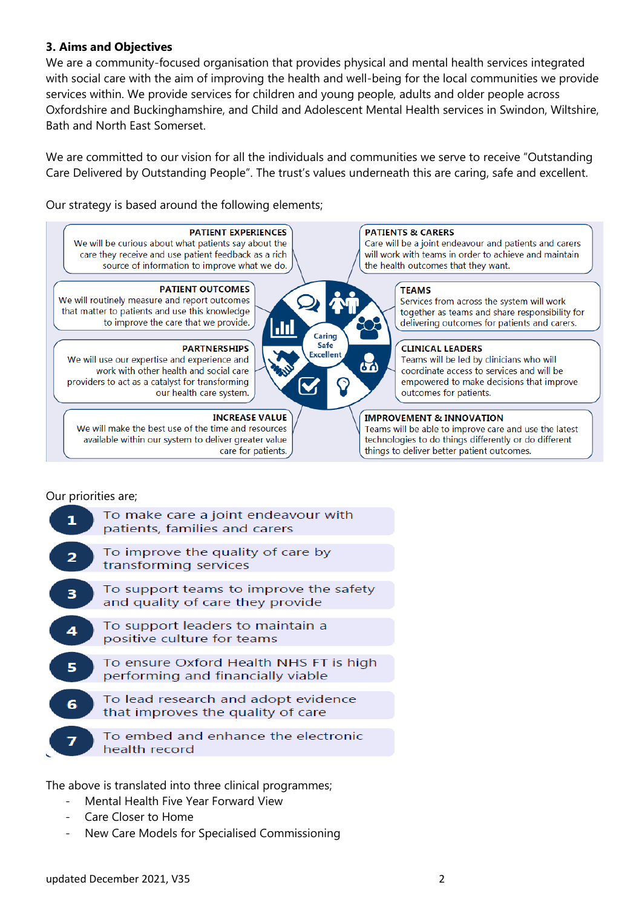### 3. Aims and Objectives

We are a community-focused organisation that provides physical and mental health services integrated with social care with the aim of improving the health and well-being for the local communities we provide services within. We provide services for children and young people, adults and older people across Oxfordshire and Buckinghamshire, and Child and Adolescent Mental Health services in Swindon, Wiltshire, Bath and North East Somerset.

We are committed to our vision for all the individuals and communities we serve to receive "Outstanding Care Delivered by Outstanding People". The trust's values underneath this are caring, safe and excellent.

Our strategy is based around the following elements;

**PATIENT EXPERIENCES**
We will be curious about what patients say about the care they receive and use patient feedback as a rich source of information to improve what we do.

**PATIENTS & CARERS**
Care will be a joint endeavour and patients and carers will work with teams in order to achieve and maintain the health outcomes that they want.

**PATIENT OUTCOMES**
We will routinely measure and report outcomes that matter to patients and use this knowledge to improve the care that we provide.

**TEAMS**
Services from across the system will work together as teams and share responsibility for delivering outcomes for patients and carers.

**PARTNERSHIPS**
We will use our expertise and experience and work with other health and social care providers to act as a catalyst for transforming our health care system.

**CLINICAL LEADERS**
Teams will be led by clinicians who will coordinate access to services and will be empowered to make decisions that improve outcomes for patients.

**INCREASE VALUE**
We will make the best use of the time and resources available within our system to deliver greater value care for patients.

**IMPROVEMENT & INNOVATION**
Teams will be able to improve care and use the latest technologies to do things differently or do different things to deliver better patient outcomes.

Caring Safe Excellent

Our priorities are;

1. To make care a joint endeavour with patients, families and carers
2. To improve the quality of care by transforming services
3. To support teams to improve the safety and quality of care they provide
4. To support leaders to maintain a positive culture for teams
5. To ensure Oxford Health NHS FT is high performing and financially viable
6. To lead research and adopt evidence that improves the quality of care
7. To embed and enhance the electronic health record

The above is translated into three clinical programmes;

- Mental Health Five Year Forward View
- Care Closer to Home
- New Care Models for Specialised Commissioning

updated December 2021, V35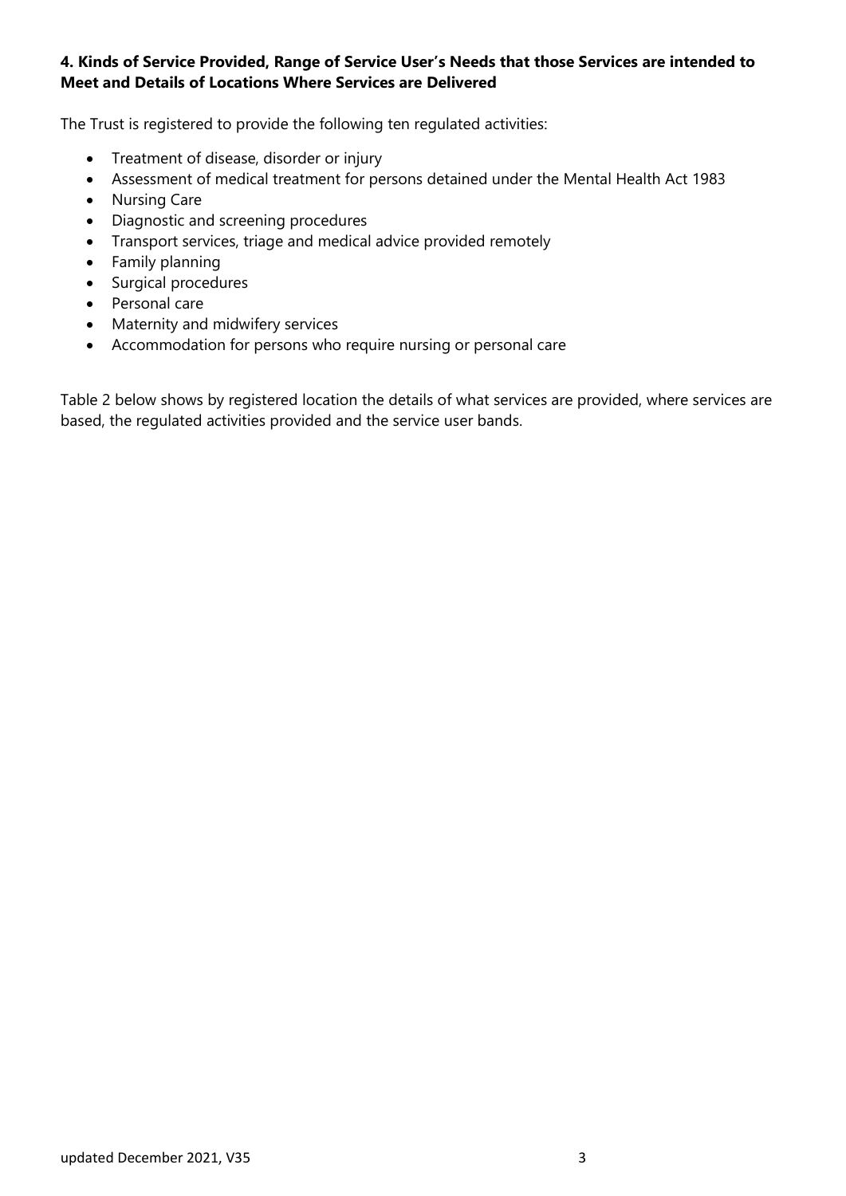**4. Kinds of Service Provided, Range of Service User's Needs that those Services are intended to Meet and Details of Locations Where Services are Delivered**

The Trust is registered to provide the following ten regulated activities:

- Treatment of disease, disorder or injury
- Assessment of medical treatment for persons detained under the Mental Health Act 1983
- Nursing Care
- Diagnostic and screening procedures
- Transport services, triage and medical advice provided remotely
- Family planning
- Surgical procedures
- Personal care
- Maternity and midwifery services
- Accommodation for persons who require nursing or personal care

Table 2 below shows by registered location the details of what services are provided, where services are based, the regulated activities provided and the service user bands.

updated December 2021, V35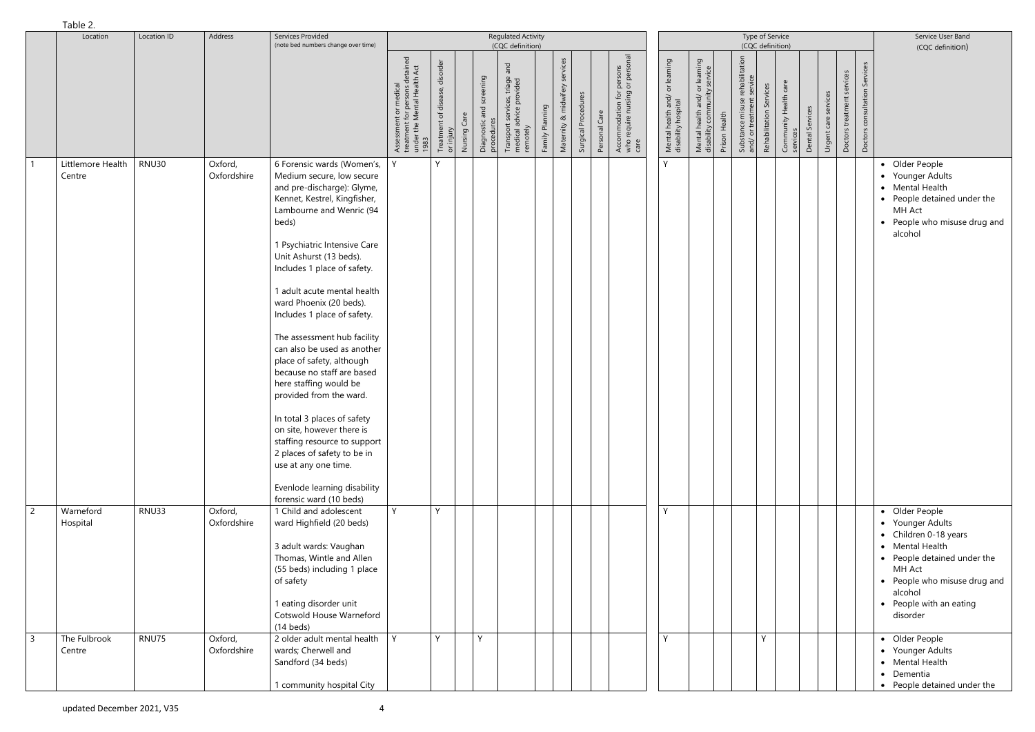Table 2.

| | Location | Location ID | Address | Services Provided (note bed numbers change over time) | Regulated Activity (CQC definition) | | | | | | | | | | Type of Service (CQC definition) | | | | | | | | | | Service User Band (CQC definition) |
|---|---|---|---|---|---|---|---|---|---|---|---|---|---|---|---|---|---|---|---|---|---|---|---|---|---|
| | | | | | Assessment or medical treatment for persons detained under the Mental Health Act 1983 | Treatment of disease, disorder or injury | Nursing Care | Diagnostic and screening procedures | Transport services, triage and medical advice provided remotely | Family Planning | Maternity & midwifery services | Surgical Procedures | Personal Care | Accommodation for persons who require nursing or personal care | Mental health and/ or learning disability hospital | Mental health and/ or learning disability community service | Prison Health | Substance misuse rehabilitation and/ or treatment service | Rehabilitation Services | Community Health care services | Dental Services | Urgent care services | Doctors treatment services | Doctors consultation Services | |
| 1 | Littlemore Health Centre | RNU30 | Oxford, Oxfordshire | 6 Forensic wards (Women's, Medium secure, low secure and pre-discharge): Glyme, Kennet, Kestrel, Kingfisher, Lambourne and Wenric (94 beds)<br><br>1 Psychiatric Intensive Care Unit Ashurst (13 beds). Includes 1 place of safety.<br><br>1 adult acute mental health ward Phoenix (20 beds). Includes 1 place of safety.<br><br>The assessment hub facility can also be used as another place of safety, although because no staff are based here staffing would be provided from the ward.<br><br>In total 3 places of safety on site, however there is staffing resource to support 2 places of safety to be in use at any one time.<br><br>Evenlode learning disability forensic ward (10 beds) | Y | Y | | | | | | | | | Y | | | | | | | | | | • Older People<br>• Younger Adults<br>• Mental Health<br>• People detained under the MH Act<br>• People who misuse drug and alcohol |
| 2 | Warneford Hospital | RNU33 | Oxford, Oxfordshire | 1 Child and adolescent ward Highfield (20 beds)<br><br>3 adult wards: Vaughan Thomas, Wintle and Allen (55 beds) including 1 place of safety<br><br>1 eating disorder unit Cotswold House Warneford (14 beds) | Y | Y | | | | | | | | | Y | | | | | | | | | | • Older People<br>• Younger Adults<br>• Children 0-18 years<br>• Mental Health<br>• People detained under the MH Act<br>• People who misuse drug and alcohol<br>• People with an eating disorder |
| 3 | The Fulbrook Centre | RNU75 | Oxford, Oxfordshire | 2 older adult mental health wards; Cherwell and Sandford (34 beds)<br><br>1 community hospital City | Y | Y | | Y | | | | | | | Y | | | | Y | | | | | | • Older People<br>• Younger Adults<br>• Mental Health<br>• Dementia<br>• People detained under the |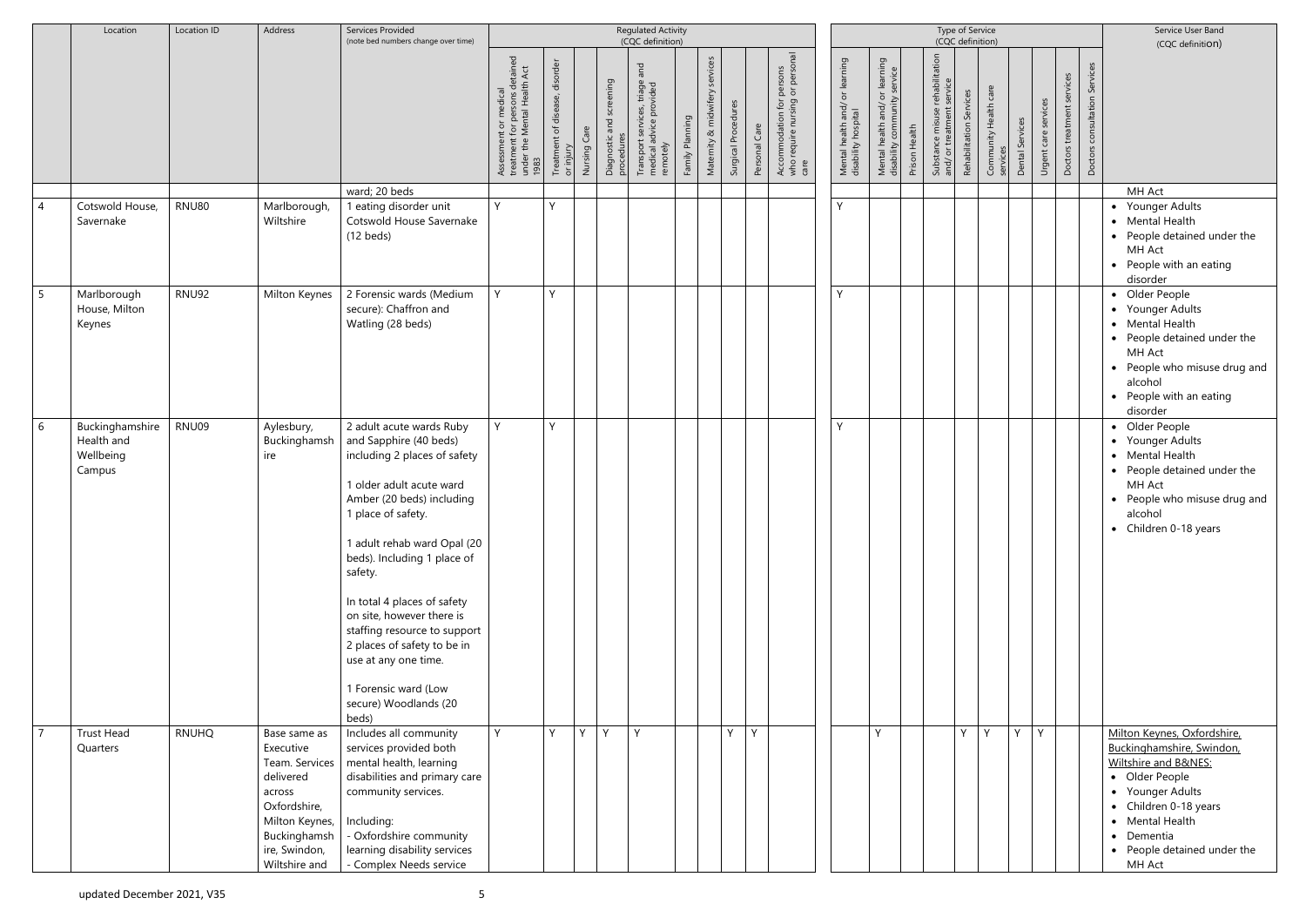| | Location | Location ID | Address | Services Provided (note bed numbers change over time) | Regulated Activity (CQC definition) | | | | | | | | | | Type of Service (CQC definition) | | | | | | | | | | Service User Band (CQC definition) |
|---|---|---|---|---|---|---|---|---|---|---|---|---|---|---|---|---|---|---|---|---|---|---|---|---|---|
| | | | | | Assessment or medical treatment for persons detained under the Mental Health Act 1983 | Treatment of disease, disorder or injury | Nursing Care | Diagnostic and screening procedures | Transport services, triage and medical advice provided remotely | Family Planning | Maternity & midwifery services | Surgical Procedures | Personal Care | Accommodation for persons who require nursing or personal care | Mental health and/ or learning disability hospital | Mental health and/ or learning disability community service | Prison Health | Substance misuse rehabilitation and/ or treatment service | Rehabilitation Services | Community Health care services | Dental Services | Urgent care services | Doctors treatment services | Doctors consultation Services | |
| | | | | ward; 20 beds | | | | | | | | | | | | | | | | | | | | | MH Act |
| 4 | Cotswold House, Savernake | RNU80 | Marlborough, Wiltshire | 1 eating disorder unit Cotswold House Savernake (12 beds) | Y | Y | | | | | | | | | Y | | | | | | | | | | • Younger Adults<br>• Mental Health<br>• People detained under the MH Act<br>• People with an eating disorder |
| 5 | Marlborough House, Milton Keynes | RNU92 | Milton Keynes | 2 Forensic wards (Medium secure): Chaffron and Watling (28 beds) | Y | Y | | | | | | | | | Y | | | | | | | | | | • Older People<br>• Younger Adults<br>• Mental Health<br>• People detained under the MH Act<br>• People who misuse drug and alcohol<br>• People with an eating disorder |
| 6 | Buckinghamshire Health and Wellbeing Campus | RNU09 | Aylesbury, Buckinghamshire | 2 adult acute wards Ruby and Sapphire (40 beds) including 2 places of safety<br><br>1 older adult acute ward Amber (20 beds) including 1 place of safety.<br><br>1 adult rehab ward Opal (20 beds). Including 1 place of safety.<br><br>In total 4 places of safety on site, however there is staffing resource to support 2 places of safety to be in use at any one time.<br><br>1 Forensic ward (Low secure) Woodlands (20 beds) | Y | Y | | | | | | | | | Y | | | | | | | | | | • Older People<br>• Younger Adults<br>• Mental Health<br>• People detained under the MH Act<br>• People who misuse drug and alcohol<br>• Children 0-18 years |
| 7 | Trust Head Quarters | RNUHQ | Base same as Executive Team. Services delivered across Oxfordshire, Milton Keynes, Buckinghamshire, Swindon, Wiltshire and | Includes all community services provided both mental health, learning disabilities and primary care community services.<br><br>Including:<br>- Oxfordshire community learning disability services<br>- Complex Needs service | Y | Y | Y | Y | Y | | | Y | Y | | | Y | | | Y | Y | Y | Y | | | Milton Keynes, Oxfordshire, Buckinghamshire, Swindon, Wiltshire and B&NES:<br>• Older People<br>• Younger Adults<br>• Children 0-18 years<br>• Mental Health<br>• Dementia<br>• People detained under the MH Act |

updated December 2021, V35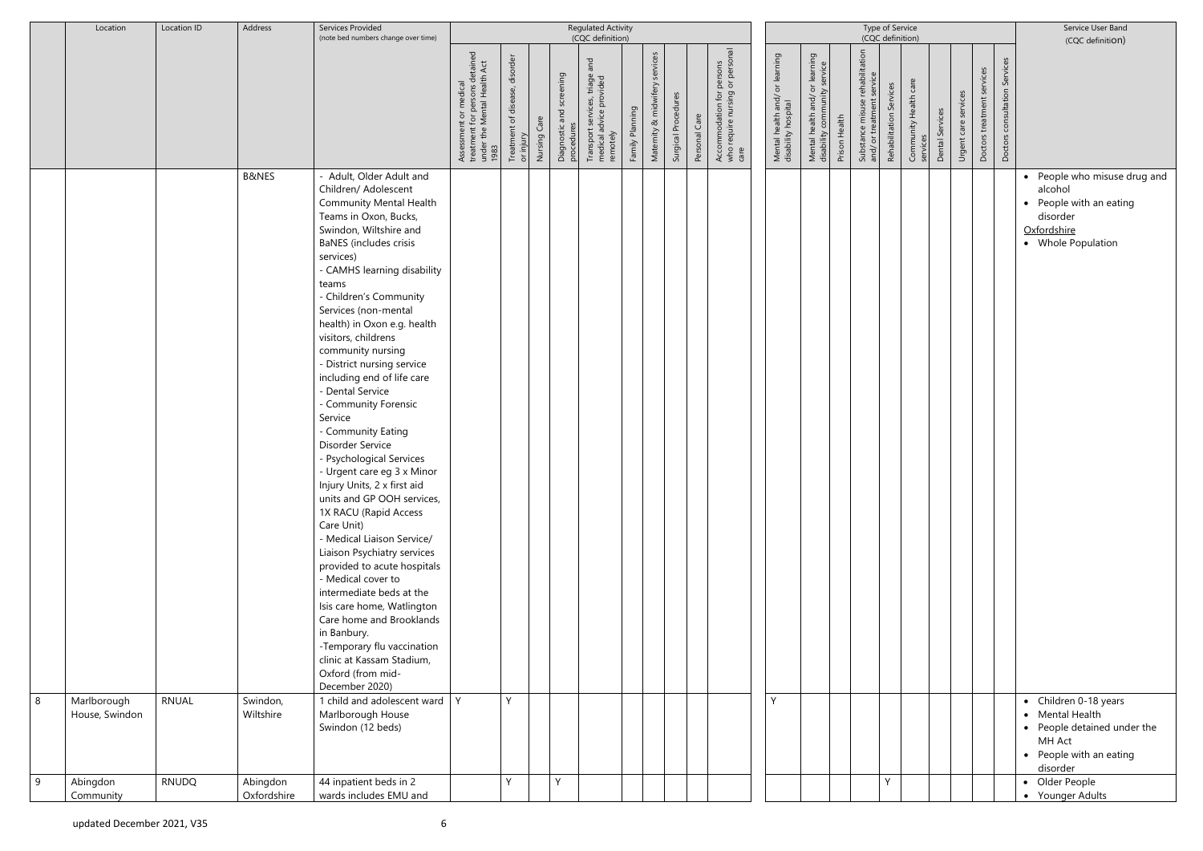| | Location | Location ID | Address | Services Provided (note bed numbers change over time) | Regulated Activity (CQC definition) | | | | | | | | | | | Type of Service (CQC definition) | | | | | | | | | | | Service User Band (CQC definition) |
|---|---|---|---|---|---|---|---|---|---|---|---|---|---|---|---|---|---|---|---|---|---|---|---|---|---|---|---|
| | | | | | Assessment or medical treatment for persons detained under the Mental Health Act 1983 | Treatment of disease, disorder or injury | Nursing Care | Diagnostic and screening procedures | Transport services, triage and medical advice provided remotely | Family Planning | Maternity & midwifery services | Surgical Procedures | Personal Care | Accommodation for persons who require nursing or personal care | Mental health and/ or learning disability hospital | Mental health and/ or learning disability community service | Prison Health | Substance misuse rehabilitation and/ or treatment service | Rehabilitation Services | Community Health care services | Dental Services | Urgent care services | Doctors treatment services | Doctors consultation Services | |
| | | | B&NES | - Adult, Older Adult and Children/ Adolescent Community Mental Health Teams in Oxon, Bucks, Swindon, Wiltshire and BaNES (includes crisis services)<br>- CAMHS learning disability teams<br>- Children's Community Services (non-mental health) in Oxon e.g. health visitors, childrens community nursing<br>- District nursing service including end of life care<br>- Dental Service<br>- Community Forensic Service<br>- Community Eating Disorder Service<br>- Psychological Services<br>- Urgent care eg 3 x Minor Injury Units, 2 x first aid units and GP OOH services, 1X RACU (Rapid Access Care Unit)<br>- Medical Liaison Service/ Liaison Psychiatry services provided to acute hospitals<br>- Medical cover to intermediate beds at the Isis care home, Watlington Care home and Brooklands in Banbury.<br>-Temporary flu vaccination clinic at Kassam Stadium, Oxford (from mid-December 2020) | | | | | | | | | | | | | | | | | | | | | • People who misuse drug and alcohol<br>• People with an eating disorder<br>Oxfordshire<br>• Whole Population |
| 8 | Marlborough House, Swindon | RNUAL | Swindon, Wiltshire | 1 child and adolescent ward Marlborough House Swindon (12 beds) | Y | Y | | | | | | | | | Y | | | | | | | | | | • Children 0-18 years<br>• Mental Health<br>• People detained under the MH Act<br>• People with an eating disorder |
| 9 | Abingdon Community | RNUDQ | Abingdon Oxfordshire | 44 inpatient beds in 2 wards includes EMU and | | Y | | Y | | | | | | | | | | | Y | | | | | | • Older People<br>• Younger Adults |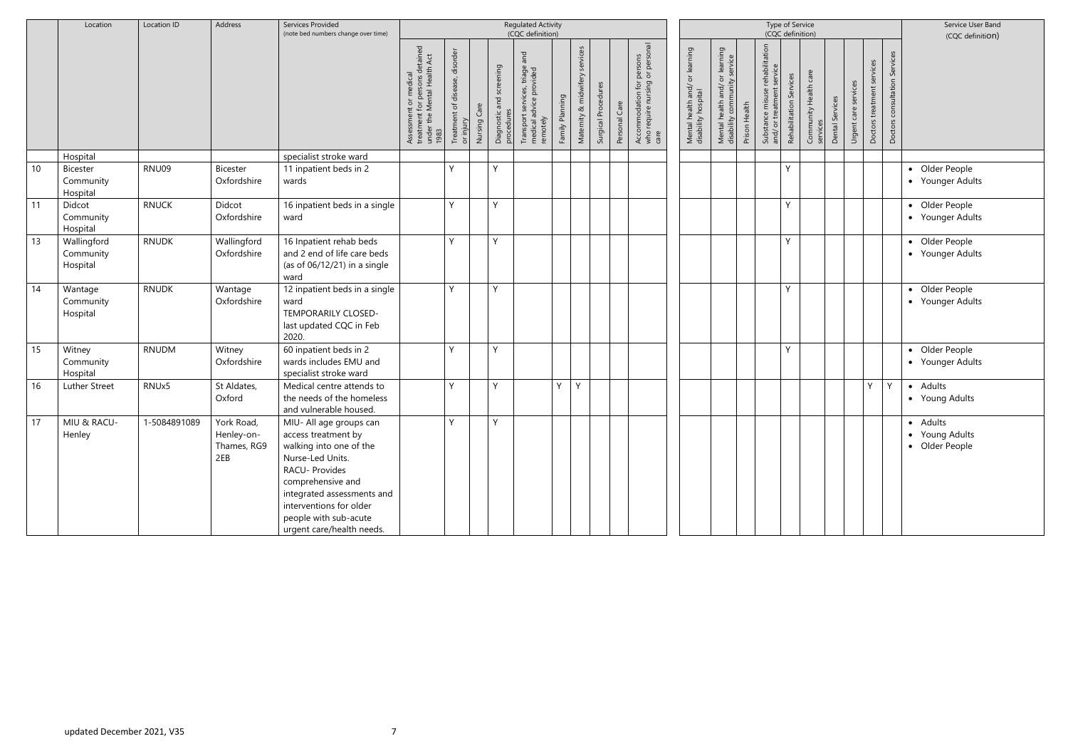| | Location | Location ID | Address | Services Provided (note bed numbers change over time) | Regulated Activity (CQC definition) | | | | | | | | | | Type of Service (CQC definition) | | | | | | | | | | Service User Band (CQC definition) |
|---|---|---|---|---|---|---|---|---|---|---|---|---|---|---|---|---|---|---|---|---|---|---|---|---|---|
| | | | | | Assessment or medical treatment for persons detained under the Mental Health Act 1983 | Treatment of disease, disorder or injury | Nursing Care | Diagnostic and screening procedures | Transport services, triage and medical advice provided remotely | Family Planning | Maternity & midwifery services | Surgical Procedures | Personal Care | Accommodation for persons who require nursing or personal care | Mental health and/ or learning disability hospital | Mental health and/ or learning disability community service | Prison Health | Substance misuse rehabilitation and/ or treatment service | Rehabilitation Services | Community Health care services | Dental Services | Urgent care services | Doctors treatment services | Doctors consultation Services | |
| | Hospital | | | specialist stroke ward | | | | | | | | | | | | | | | | | | | | | |
| 10 | Bicester Community Hospital | RNU09 | Bicester Oxfordshire | 11 inpatient beds in 2 wards | | Y | | Y | | | | | | | | | | | Y | | | | | | • Older People<br>• Younger Adults |
| 11 | Didcot Community Hospital | RNUCK | Didcot Oxfordshire | 16 inpatient beds in a single ward | | Y | | Y | | | | | | | | | | | Y | | | | | | • Older People<br>• Younger Adults |
| 13 | Wallingford Community Hospital | RNUDK | Wallingford Oxfordshire | 16 Inpatient rehab beds and 2 end of life care beds (as of 06/12/21) in a single ward | | Y | | Y | | | | | | | | | | | Y | | | | | | • Older People<br>• Younger Adults |
| 14 | Wantage Community Hospital | RNUDK | Wantage Oxfordshire | 12 inpatient beds in a single ward<br>TEMPORARILY CLOSED- last updated CQC in Feb 2020. | | Y | | Y | | | | | | | | | | | Y | | | | | | • Older People<br>• Younger Adults |
| 15 | Witney Community Hospital | RNUDM | Witney Oxfordshire | 60 inpatient beds in 2 wards includes EMU and specialist stroke ward | | Y | | Y | | | | | | | | | | | Y | | | | | | • Older People<br>• Younger Adults |
| 16 | Luther Street | RNUx5 | St Aldates, Oxford | Medical centre attends to the needs of the homeless and vulnerable housed. | | Y | | Y | | Y | Y | | | | | | | | | | | | Y | Y | • Adults<br>• Young Adults |
| 17 | MIU & RACU- Henley | 1-5084891089 | York Road, Henley-on-Thames, RG9 2EB | MIU- All age groups can access treatment by walking into one of the Nurse-Led Units.<br>RACU- Provides comprehensive and integrated assessments and interventions for older people with sub-acute urgent care/health needs. | | Y | | Y | | | | | | | | | | | | | | | | | • Adults<br>• Young Adults<br>• Older People |